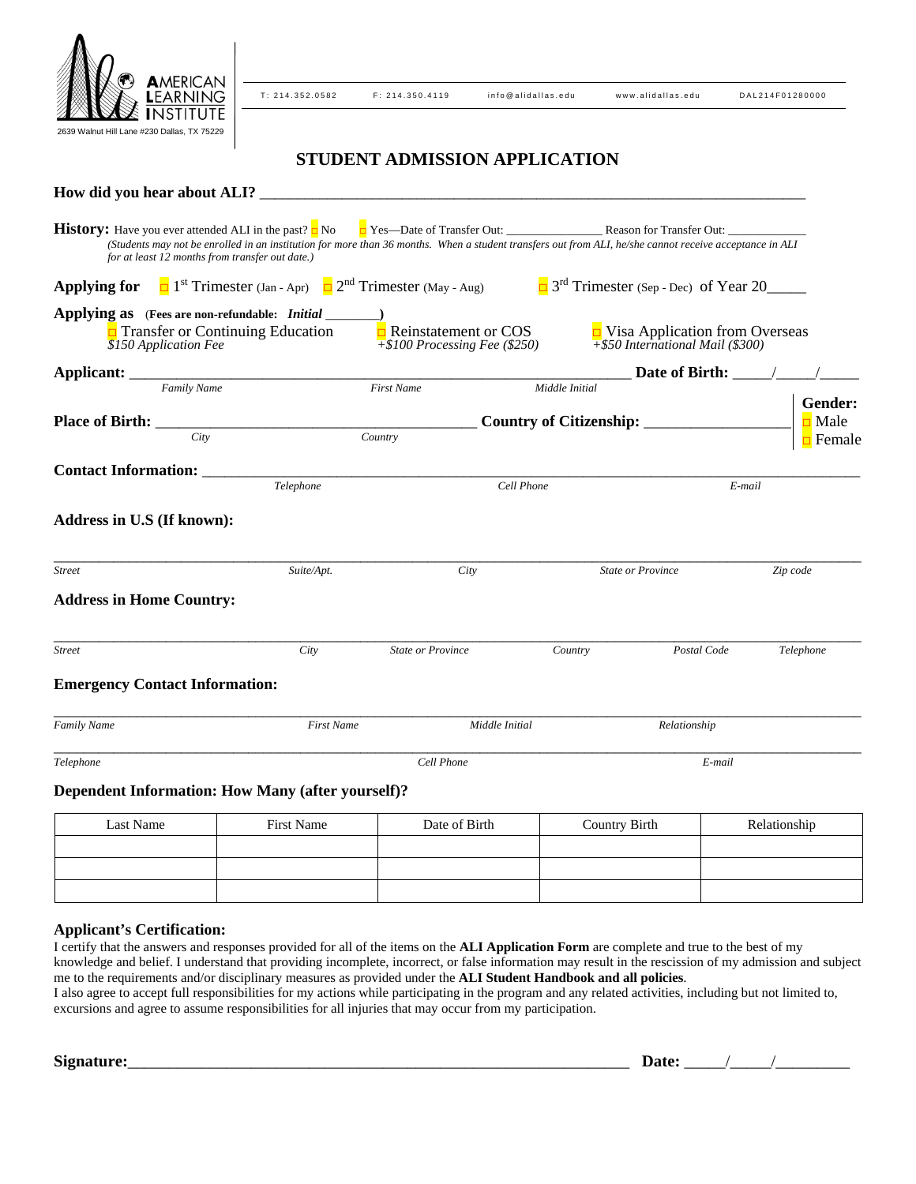AMERICAN LEARNING INSTITUTE

2639 Walnut Hill Lane #230 Dallas, TX 75229

T: 214.352.0582   F: 214.350.4119   info@alidallas.edu   www.alidallas.edu   DAL214F01280000

# STUDENT ADMISSION APPLICATION

**How did you hear about ALI?** ______________________________________________________________________

**History:** Have you ever attended ALI in the past? ☐ No   ☐ Yes—Date of Transfer Out: _______________ Reason for Transfer Out: ____________

*(Students may not be enrolled in an institution for more than 36 months. When a student transfers out from ALI, he/she cannot receive acceptance in ALI for at least 12 months from transfer out date.)*

**Applying for** ☐ 1st Trimester (Jan - Apr) ☐ 2nd Trimester (May - Aug) ☐ 3rd Trimester (Sep - Dec) of Year 20_____

**Applying as** (**Fees are non-refundable:** ***Initial*** ________)

☐ Transfer or Continuing Education *$150 Application Fee*   ☐ Reinstatement or COS *+$100 Processing Fee ($250)*   ☐ Visa Application from Overseas *+$50 International Mail ($300)*

**Applicant:** ____________________________________________________________ **Date of Birth:** _____/_____/_____

*Family Name*   *First Name*   *Middle Initial*

**Place of Birth:** ________________________________________ **Country of Citizenship:** __________________

*City*   *Country*

**Gender:** ☐ Male ☐ Female

**Contact Information:** ______________________________________________________________________

*Telephone*   *Cell Phone*   *E-mail*

**Address in U.S (If known):**

______________________________________________________________________

*Street*   *Suite/Apt.*   *City*   *State or Province*   *Zip code*

**Address in Home Country:**

______________________________________________________________________

*Street*   *City*   *State or Province*   *Country*   *Postal Code*   *Telephone*

**Emergency Contact Information:**

______________________________________________________________________

*Family Name*   *First Name*   *Middle Initial*   *Relationship*

______________________________________________________________________

*Telephone*   *Cell Phone*   *E-mail*

**Dependent Information: How Many (after yourself)?**

| Last Name | First Name | Date of Birth | Country Birth | Relationship |
|---|---|---|---|---|
| | | | | |
| | | | | |
| | | | | |

**Applicant's Certification:**

I certify that the answers and responses provided for all of the items on the **ALI Application Form** are complete and true to the best of my knowledge and belief. I understand that providing incomplete, incorrect, or false information may result in the rescission of my admission and subject me to the requirements and/or disciplinary measures as provided under the **ALI Student Handbook and all policies**.

I also agree to accept full responsibilities for my actions while participating in the program and any related activities, including but not limited to, excursions and agree to assume responsibilities for all injuries that may occur from my participation.

**Signature:**_____________________________________________________________ **Date:** _____/_____/_________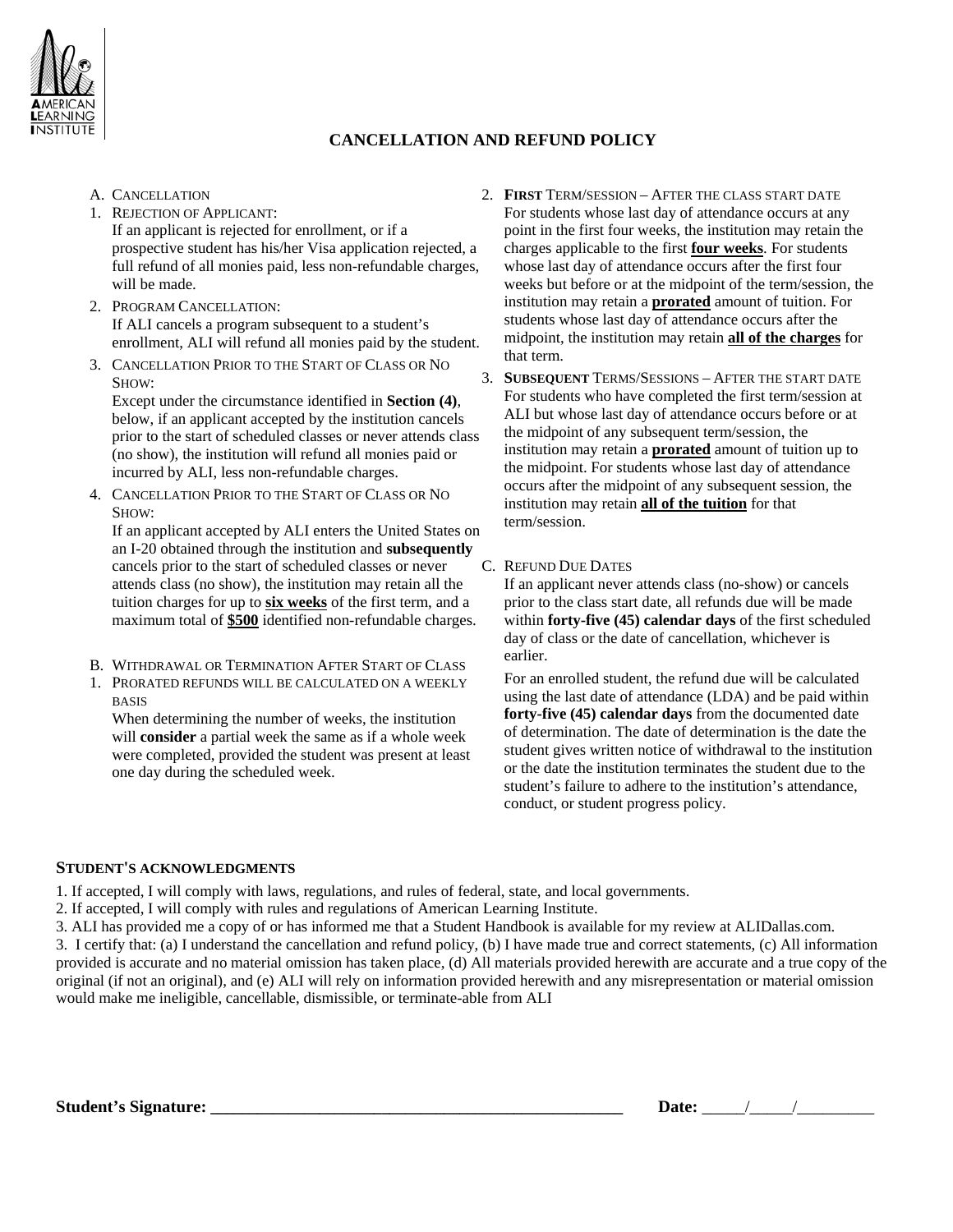AMERICAN LEARNING INSTITUTE

# CANCELLATION AND REFUND POLICY

A. CANCELLATION

1. REJECTION OF APPLICANT:
   If an applicant is rejected for enrollment, or if a prospective student has his/her Visa application rejected, a full refund of all monies paid, less non-refundable charges, will be made.
2. PROGRAM CANCELLATION:
   If ALI cancels a program subsequent to a student's enrollment, ALI will refund all monies paid by the student.
3. CANCELLATION PRIOR TO THE START OF CLASS OR NO SHOW:
   Except under the circumstance identified in **Section (4)**, below, if an applicant accepted by the institution cancels prior to the start of scheduled classes or never attends class (no show), the institution will refund all monies paid or incurred by ALI, less non-refundable charges.
4. CANCELLATION PRIOR TO THE START OF CLASS OR NO SHOW:
   If an applicant accepted by ALI enters the United States on an I-20 obtained through the institution and **subsequently** cancels prior to the start of scheduled classes or never attends class (no show), the institution may retain all the tuition charges for up to **six weeks** of the first term, and a maximum total of **$500** identified non-refundable charges.

B. WITHDRAWAL OR TERMINATION AFTER START OF CLASS

1. PRORATED REFUNDS WILL BE CALCULATED ON A WEEKLY BASIS
   When determining the number of weeks, the institution will **consider** a partial week the same as if a whole week were completed, provided the student was present at least one day during the scheduled week.
2. **FIRST** TERM/SESSION – AFTER THE CLASS START DATE
   For students whose last day of attendance occurs at any point in the first four weeks, the institution may retain the charges applicable to the first **four weeks**. For students whose last day of attendance occurs after the first four weeks but before or at the midpoint of the term/session, the institution may retain a **prorated** amount of tuition. For students whose last day of attendance occurs after the midpoint, the institution may retain **all of the charges** for that term.
3. **SUBSEQUENT** TERMS/SESSIONS – AFTER THE START DATE
   For students who have completed the first term/session at ALI but whose last day of attendance occurs before or at the midpoint of any subsequent term/session, the institution may retain a **prorated** amount of tuition up to the midpoint. For students whose last day of attendance occurs after the midpoint of any subsequent session, the institution may retain **all of the tuition** for that term/session.

C. REFUND DUE DATES

If an applicant never attends class (no-show) or cancels prior to the class start date, all refunds due will be made within **forty-five (45) calendar days** of the first scheduled day of class or the date of cancellation, whichever is earlier.

For an enrolled student, the refund due will be calculated using the last date of attendance (LDA) and be paid within **forty-five (45) calendar days** from the documented date of determination. The date of determination is the date the student gives written notice of withdrawal to the institution or the date the institution terminates the student due to the student's failure to adhere to the institution's attendance, conduct, or student progress policy.

**STUDENT'S ACKNOWLEDGMENTS**

1. If accepted, I will comply with laws, regulations, and rules of federal, state, and local governments.
2. If accepted, I will comply with rules and regulations of American Learning Institute.
3. ALI has provided me a copy of or has informed me that a Student Handbook is available for my review at ALIDallas.com.
3. I certify that: (a) I understand the cancellation and refund policy, (b) I have made true and correct statements, (c) All information provided is accurate and no material omission has taken place, (d) All materials provided herewith are accurate and a true copy of the original (if not an original), and (e) ALI will rely on information provided herewith and any misrepresentation or material omission would make me ineligible, cancellable, dismissible, or terminate-able from ALI

**Student's Signature:** ___________________________________________________ **Date:** _____/_____/_________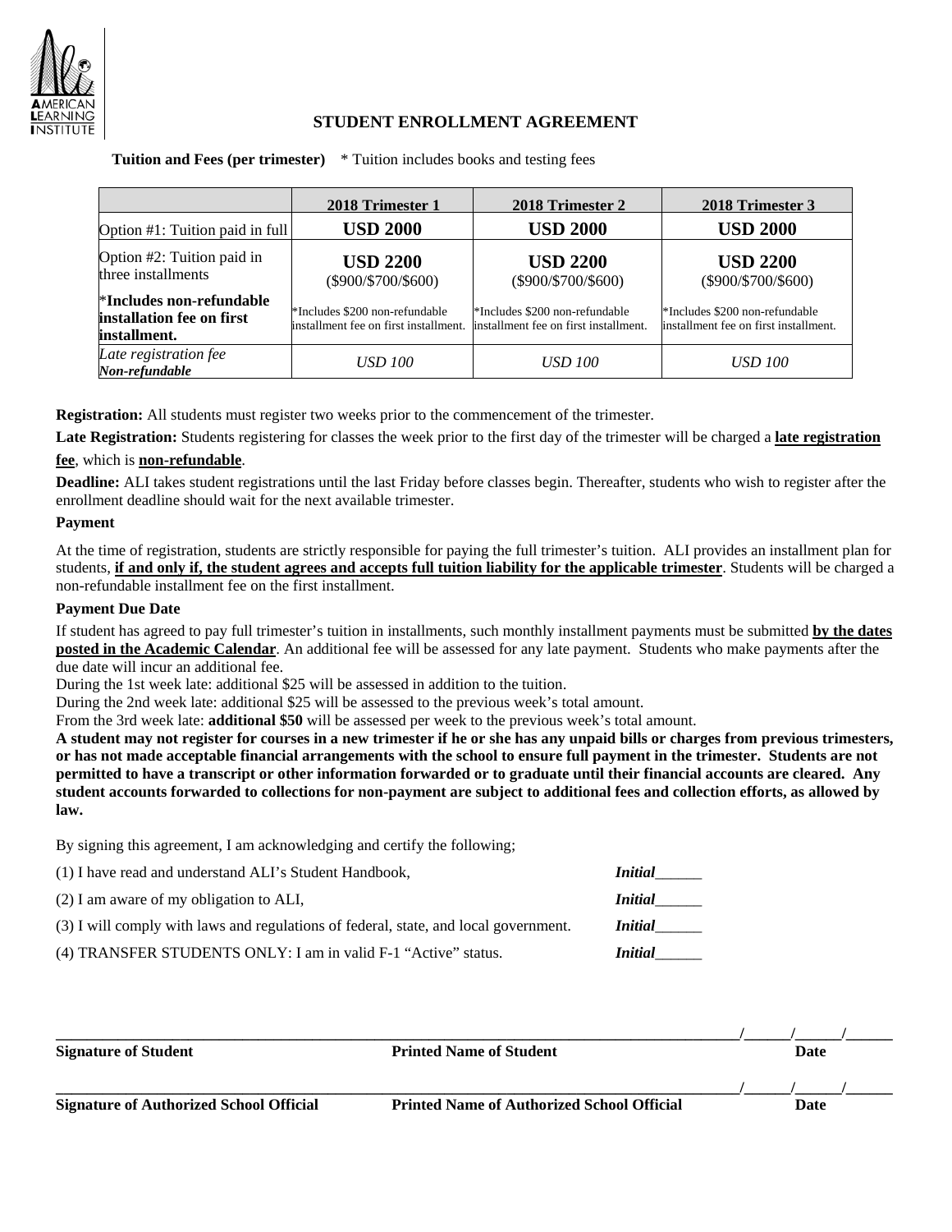# STUDENT ENROLLMENT AGREEMENT

**Tuition and Fees (per trimester)** * Tuition includes books and testing fees

| | 2018 Trimester 1 | 2018 Trimester 2 | 2018 Trimester 3 |
|---|---|---|---|
| Option #1: Tuition paid in full | **USD 2000** | **USD 2000** | **USD 2000** |
| Option #2: Tuition paid in three installments<br>***Includes non-refundable installation fee on first installment.** | **USD 2200**<br>($900/$700/$600)<br>*Includes $200 non-refundable installment fee on first installment. | **USD 2200**<br>($900/$700/$600)<br>*Includes $200 non-refundable installment fee on first installment. | **USD 2200**<br>($900/$700/$600)<br>*Includes $200 non-refundable installment fee on first installment. |
| *Late registration fee*<br>***Non-refundable*** | *USD 100* | *USD 100* | *USD 100* |

**Registration:** All students must register two weeks prior to the commencement of the trimester.

**Late Registration:** Students registering for classes the week prior to the first day of the trimester will be charged a **late registration fee**, which is **non-refundable**.

**Deadline:** ALI takes student registrations until the last Friday before classes begin. Thereafter, students who wish to register after the enrollment deadline should wait for the next available trimester.

**Payment**

At the time of registration, students are strictly responsible for paying the full trimester's tuition. ALI provides an installment plan for students, **if and only if, the student agrees and accepts full tuition liability for the applicable trimester**. Students will be charged a non-refundable installment fee on the first installment.

**Payment Due Date**

If student has agreed to pay full trimester's tuition in installments, such monthly installment payments must be submitted **by the dates posted in the Academic Calendar**. An additional fee will be assessed for any late payment. Students who make payments after the due date will incur an additional fee.

During the 1st week late: additional $25 will be assessed in addition to the tuition.

During the 2nd week late: additional $25 will be assessed to the previous week's total amount.

From the 3rd week late: **additional $50** will be assessed per week to the previous week's total amount.

**A student may not register for courses in a new trimester if he or she has any unpaid bills or charges from previous trimesters, or has not made acceptable financial arrangements with the school to ensure full payment in the trimester. Students are not permitted to have a transcript or other information forwarded or to graduate until their financial accounts are cleared. Any student accounts forwarded to collections for non-payment are subject to additional fees and collection efforts, as allowed by law.**

By signing this agreement, I am acknowledging and certify the following;

(1) I have read and understand ALI's Student Handbook, ***Initial***______

(2) I am aware of my obligation to ALI, ***Initial***______

(3) I will comply with laws and regulations of federal, state, and local government. ***Initial***______

(4) TRANSFER STUDENTS ONLY: I am in valid F-1 "Active" status. ***Initial***______

______________________________________________________________ /______/______/______

**Signature of Student** **Printed Name of Student** **Date**

______________________________________________________________ /______/______/______

**Signature of Authorized School Official** **Printed Name of Authorized School Official** **Date**